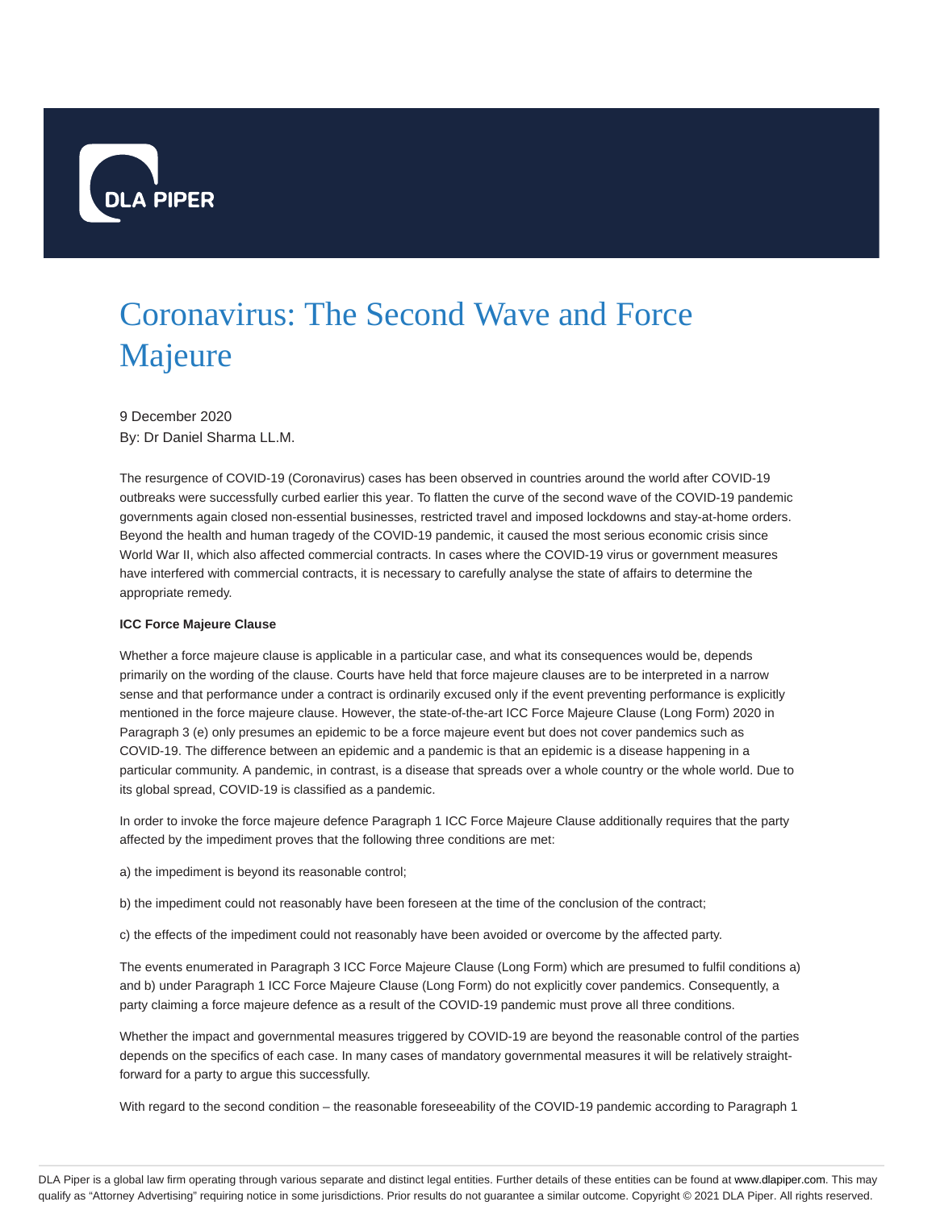# Coronavirus: The Second Wave and Force Majeure

9 December 2020
By: Dr Daniel Sharma LL.M.

The resurgence of COVID-19 (Coronavirus) cases has been observed in countries around the world after COVID-19 outbreaks were successfully curbed earlier this year. To flatten the curve of the second wave of the COVID-19 pandemic governments again closed non-essential businesses, restricted travel and imposed lockdowns and stay-at-home orders. Beyond the health and human tragedy of the COVID-19 pandemic, it caused the most serious economic crisis since World War II, which also affected commercial contracts. In cases where the COVID-19 virus or government measures have interfered with commercial contracts, it is necessary to carefully analyse the state of affairs to determine the appropriate remedy.

**ICC Force Majeure Clause**

Whether a force majeure clause is applicable in a particular case, and what its consequences would be, depends primarily on the wording of the clause. Courts have held that force majeure clauses are to be interpreted in a narrow sense and that performance under a contract is ordinarily excused only if the event preventing performance is explicitly mentioned in the force majeure clause. However, the state-of-the-art ICC Force Majeure Clause (Long Form) 2020 in Paragraph 3 (e) only presumes an epidemic to be a force majeure event but does not cover pandemics such as COVID-19. The difference between an epidemic and a pandemic is that an epidemic is a disease happening in a particular community. A pandemic, in contrast, is a disease that spreads over a whole country or the whole world. Due to its global spread, COVID-19 is classified as a pandemic.

In order to invoke the force majeure defence Paragraph 1 ICC Force Majeure Clause additionally requires that the party affected by the impediment proves that the following three conditions are met:

a) the impediment is beyond its reasonable control;

b) the impediment could not reasonably have been foreseen at the time of the conclusion of the contract;

c) the effects of the impediment could not reasonably have been avoided or overcome by the affected party.

The events enumerated in Paragraph 3 ICC Force Majeure Clause (Long Form) which are presumed to fulfil conditions a) and b) under Paragraph 1 ICC Force Majeure Clause (Long Form) do not explicitly cover pandemics. Consequently, a party claiming a force majeure defence as a result of the COVID-19 pandemic must prove all three conditions.

Whether the impact and governmental measures triggered by COVID-19 are beyond the reasonable control of the parties depends on the specifics of each case. In many cases of mandatory governmental measures it will be relatively straight-forward for a party to argue this successfully.

With regard to the second condition – the reasonable foreseeability of the COVID-19 pandemic according to Paragraph 1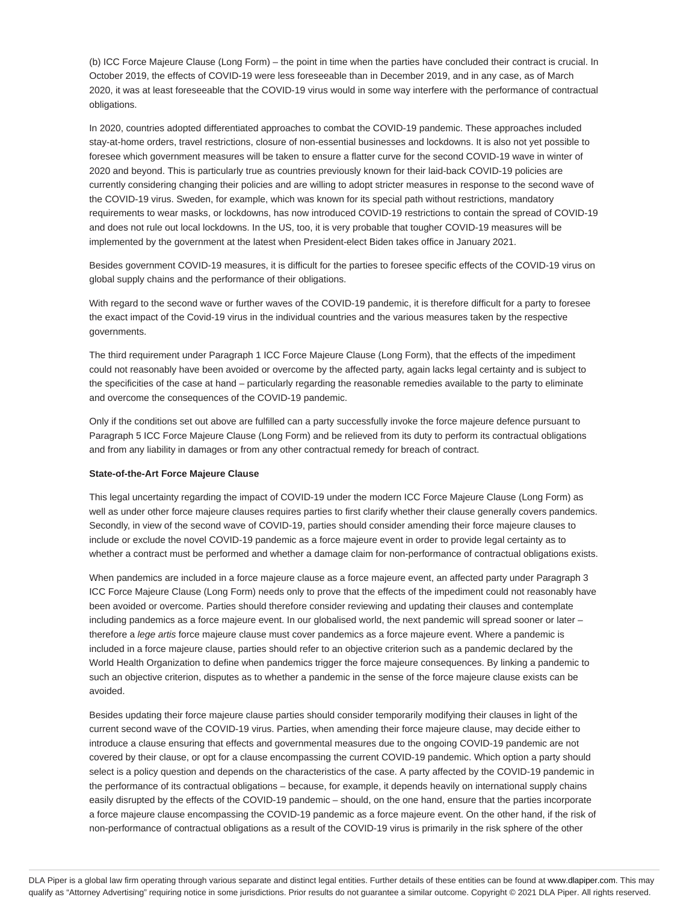(b) ICC Force Majeure Clause (Long Form) – the point in time when the parties have concluded their contract is crucial. In October 2019, the effects of COVID-19 were less foreseeable than in December 2019, and in any case, as of March 2020, it was at least foreseeable that the COVID-19 virus would in some way interfere with the performance of contractual obligations.

In 2020, countries adopted differentiated approaches to combat the COVID-19 pandemic. These approaches included stay-at-home orders, travel restrictions, closure of non-essential businesses and lockdowns. It is also not yet possible to foresee which government measures will be taken to ensure a flatter curve for the second COVID-19 wave in winter of 2020 and beyond. This is particularly true as countries previously known for their laid-back COVID-19 policies are currently considering changing their policies and are willing to adopt stricter measures in response to the second wave of the COVID-19 virus. Sweden, for example, which was known for its special path without restrictions, mandatory requirements to wear masks, or lockdowns, has now introduced COVID-19 restrictions to contain the spread of COVID-19 and does not rule out local lockdowns. In the US, too, it is very probable that tougher COVID-19 measures will be implemented by the government at the latest when President-elect Biden takes office in January 2021.

Besides government COVID-19 measures, it is difficult for the parties to foresee specific effects of the COVID-19 virus on global supply chains and the performance of their obligations.

With regard to the second wave or further waves of the COVID-19 pandemic, it is therefore difficult for a party to foresee the exact impact of the Covid-19 virus in the individual countries and the various measures taken by the respective governments.

The third requirement under Paragraph 1 ICC Force Majeure Clause (Long Form), that the effects of the impediment could not reasonably have been avoided or overcome by the affected party, again lacks legal certainty and is subject to the specificities of the case at hand – particularly regarding the reasonable remedies available to the party to eliminate and overcome the consequences of the COVID-19 pandemic.

Only if the conditions set out above are fulfilled can a party successfully invoke the force majeure defence pursuant to Paragraph 5 ICC Force Majeure Clause (Long Form) and be relieved from its duty to perform its contractual obligations and from any liability in damages or from any other contractual remedy for breach of contract.

**State-of-the-Art Force Majeure Clause**

This legal uncertainty regarding the impact of COVID-19 under the modern ICC Force Majeure Clause (Long Form) as well as under other force majeure clauses requires parties to first clarify whether their clause generally covers pandemics. Secondly, in view of the second wave of COVID-19, parties should consider amending their force majeure clauses to include or exclude the novel COVID-19 pandemic as a force majeure event in order to provide legal certainty as to whether a contract must be performed and whether a damage claim for non-performance of contractual obligations exists.

When pandemics are included in a force majeure clause as a force majeure event, an affected party under Paragraph 3 ICC Force Majeure Clause (Long Form) needs only to prove that the effects of the impediment could not reasonably have been avoided or overcome. Parties should therefore consider reviewing and updating their clauses and contemplate including pandemics as a force majeure event. In our globalised world, the next pandemic will spread sooner or later – therefore a *lege artis* force majeure clause must cover pandemics as a force majeure event. Where a pandemic is included in a force majeure clause, parties should refer to an objective criterion such as a pandemic declared by the World Health Organization to define when pandemics trigger the force majeure consequences. By linking a pandemic to such an objective criterion, disputes as to whether a pandemic in the sense of the force majeure clause exists can be avoided.

Besides updating their force majeure clause parties should consider temporarily modifying their clauses in light of the current second wave of the COVID-19 virus. Parties, when amending their force majeure clause, may decide either to introduce a clause ensuring that effects and governmental measures due to the ongoing COVID-19 pandemic are not covered by their clause, or opt for a clause encompassing the current COVID-19 pandemic. Which option a party should select is a policy question and depends on the characteristics of the case. A party affected by the COVID-19 pandemic in the performance of its contractual obligations – because, for example, it depends heavily on international supply chains easily disrupted by the effects of the COVID-19 pandemic – should, on the one hand, ensure that the parties incorporate a force majeure clause encompassing the COVID-19 pandemic as a force majeure event. On the other hand, if the risk of non-performance of contractual obligations as a result of the COVID-19 virus is primarily in the risk sphere of the other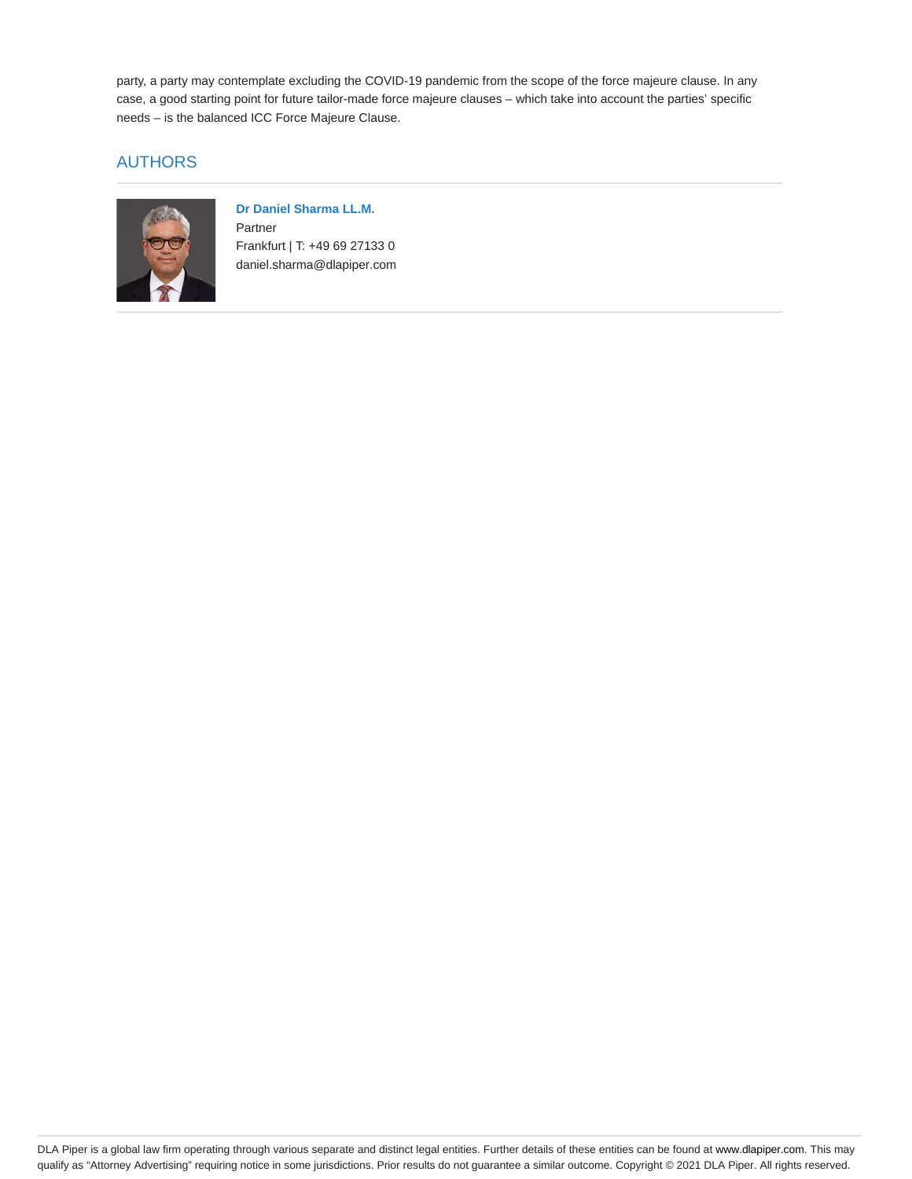party, a party may contemplate excluding the COVID-19 pandemic from the scope of the force majeure clause. In any case, a good starting point for future tailor-made force majeure clauses – which take into account the parties' specific needs – is the balanced ICC Force Majeure Clause.

## AUTHORS

**Dr Daniel Sharma LL.M.**
Partner
Frankfurt | T: +49 69 27133 0
daniel.sharma@dlapiper.com

DLA Piper is a global law firm operating through various separate and distinct legal entities. Further details of these entities can be found at www.dlapiper.com. This may qualify as "Attorney Advertising" requiring notice in some jurisdictions. Prior results do not guarantee a similar outcome. Copyright © 2021 DLA Piper. All rights reserved.